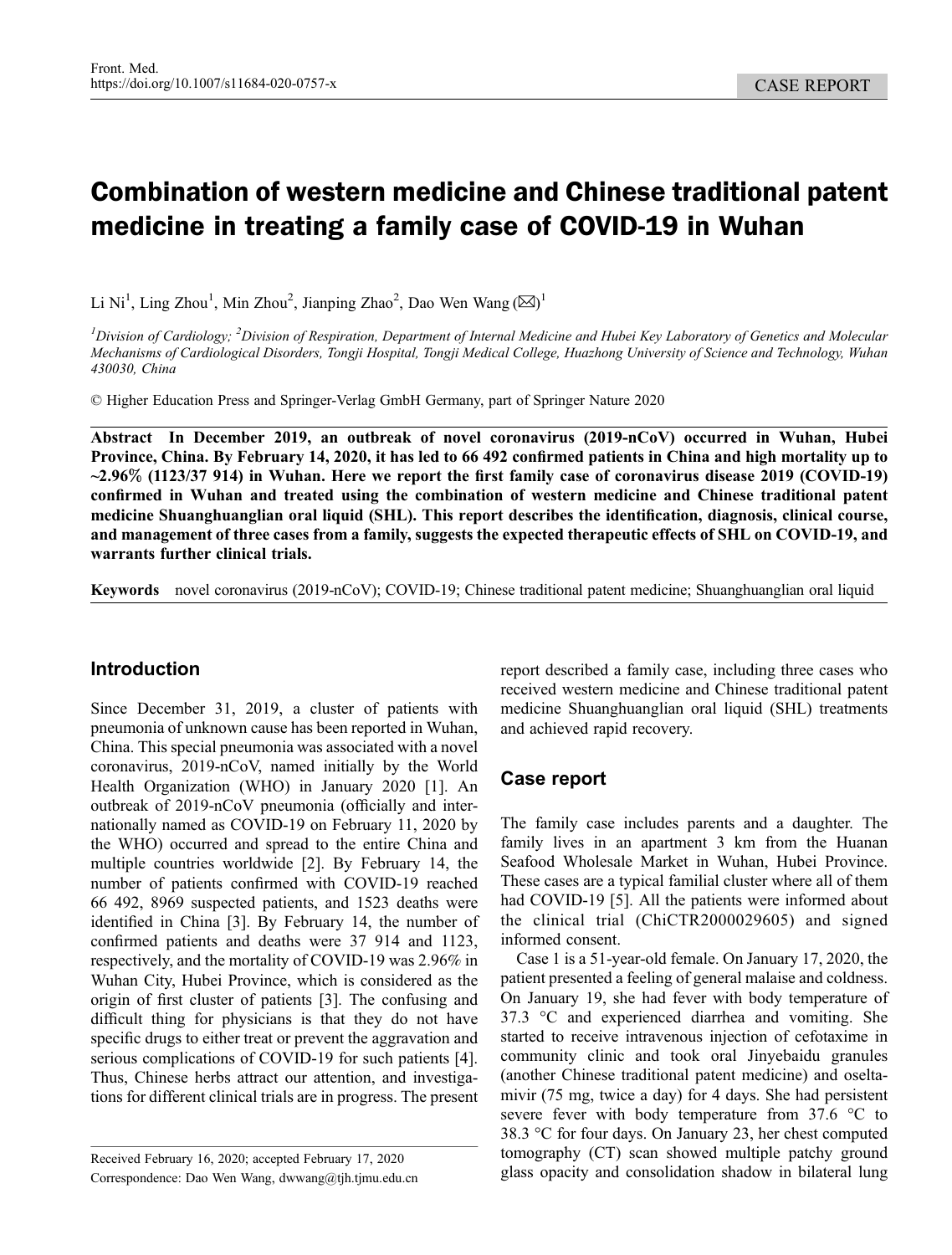CASE REPORT

# Combination of western medicine and Chinese traditional patent medicine in treating a family case of COVID-19 in Wuhan

Li Ni[1], Ling Zhou[1], Min Zhou[2], Jianping Zhao[2], Dao Wen Wang (✉)[1]

[1]*Division of Cardiology;* [2]*Division of Respiration, Department of Internal Medicine and Hubei Key Laboratory of Genetics and Molecular Mechanisms of Cardiological Disorders, Tongji Hospital, Tongji Medical College, Huazhong University of Science and Technology, Wuhan 430030, China*

© Higher Education Press and Springer-Verlag GmbH Germany, part of Springer Nature 2020

**Abstract In December 2019, an outbreak of novel coronavirus (2019-nCoV) occurred in Wuhan, Hubei Province, China. By February 14, 2020, it has led to 66 492 confirmed patients in China and high mortality up to ~2.96% (1123/37 914) in Wuhan. Here we report the first family case of coronavirus disease 2019 (COVID-19) confirmed in Wuhan and treated using the combination of western medicine and Chinese traditional patent medicine Shuanghuanglian oral liquid (SHL). This report describes the identification, diagnosis, clinical course, and management of three cases from a family, suggests the expected therapeutic effects of SHL on COVID-19, and warrants further clinical trials.**

**Keywords** novel coronavirus (2019-nCoV); COVID-19; Chinese traditional patent medicine; Shuanghuanglian oral liquid

## Introduction

Since December 31, 2019, a cluster of patients with pneumonia of unknown cause has been reported in Wuhan, China. This special pneumonia was associated with a novel coronavirus, 2019-nCoV, named initially by the World Health Organization (WHO) in January 2020 [1]. An outbreak of 2019-nCoV pneumonia (officially and internationally named as COVID-19 on February 11, 2020 by the WHO) occurred and spread to the entire China and multiple countries worldwide [2]. By February 14, the number of patients confirmed with COVID-19 reached 66 492, 8969 suspected patients, and 1523 deaths were identified in China [3]. By February 14, the number of confirmed patients and deaths were 37 914 and 1123, respectively, and the mortality of COVID-19 was 2.96% in Wuhan City, Hubei Province, which is considered as the origin of first cluster of patients [3]. The confusing and difficult thing for physicians is that they do not have specific drugs to either treat or prevent the aggravation and serious complications of COVID-19 for such patients [4]. Thus, Chinese herbs attract our attention, and investigations for different clinical trials are in progress. The present report described a family case, including three cases who received western medicine and Chinese traditional patent medicine Shuanghuanglian oral liquid (SHL) treatments and achieved rapid recovery.

## Case report

The family case includes parents and a daughter. The family lives in an apartment 3 km from the Huanan Seafood Wholesale Market in Wuhan, Hubei Province. These cases are a typical familial cluster where all of them had COVID-19 [5]. All the patients were informed about the clinical trial (ChiCTR2000029605) and signed informed consent.

Case 1 is a 51-year-old female. On January 17, 2020, the patient presented a feeling of general malaise and coldness. On January 19, she had fever with body temperature of 37.3 °C and experienced diarrhea and vomiting. She started to receive intravenous injection of cefotaxime in community clinic and took oral Jinyebaidu granules (another Chinese traditional patent medicine) and oseltamivir (75 mg, twice a day) for 4 days. She had persistent severe fever with body temperature from 37.6 °C to 38.3 °C for four days. On January 23, her chest computed tomography (CT) scan showed multiple patchy ground glass opacity and consolidation shadow in bilateral lung

Received February 16, 2020; accepted February 17, 2020

Correspondence: Dao Wen Wang, dwwang@tjh.tjmu.edu.cn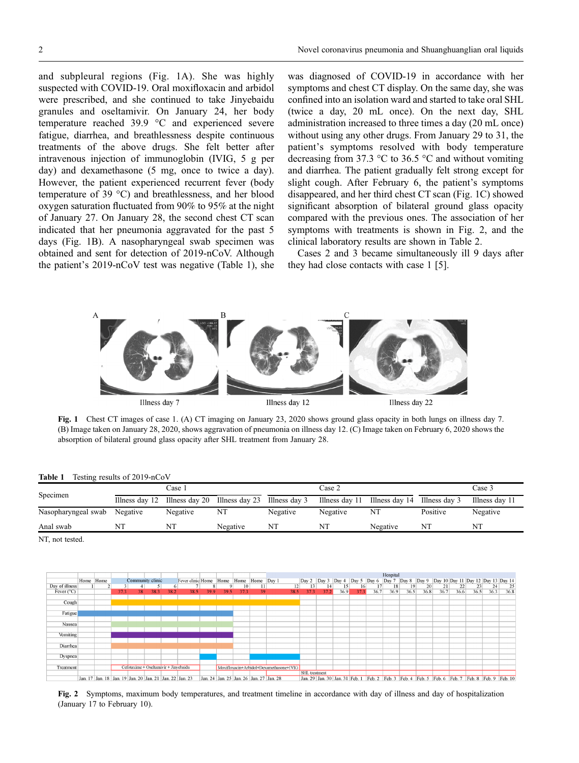and subpleural regions (Fig. 1A). She was highly suspected with COVID-19. Oral moxifloxacin and arbidol were prescribed, and she continued to take Jinyebaidu granules and oseltamivir. On January 24, her body temperature reached 39.9 °C and experienced severe fatigue, diarrhea, and breathlessness despite continuous treatments of the above drugs. She felt better after intravenous injection of immunoglobin (IVIG, 5 g per day) and dexamethasone (5 mg, once to twice a day). However, the patient experienced recurrent fever (body temperature of 39 °C) and breathlessness, and her blood oxygen saturation fluctuated from 90% to 95% at the night of January 27. On January 28, the second chest CT scan indicated that her pneumonia aggravated for the past 5 days (Fig. 1B). A nasopharyngeal swab specimen was obtained and sent for detection of 2019-nCoV. Although the patient's 2019-nCoV test was negative (Table 1), she was diagnosed of COVID-19 in accordance with her symptoms and chest CT display. On the same day, she was confined into an isolation ward and started to take oral SHL (twice a day, 20 mL once). On the next day, SHL administration increased to three times a day (20 mL once) without using any other drugs. From January 29 to 31, the patient's symptoms resolved with body temperature decreasing from 37.3 °C to 36.5 °C and without vomiting and diarrhea. The patient gradually felt strong except for slight cough. After February 6, the patient's symptoms disappeared, and her third chest CT scan (Fig. 1C) showed significant absorption of bilateral ground glass opacity compared with the previous ones. The association of her symptoms with treatments is shown in Fig. 2, and the clinical laboratory results are shown in Table 2.

Cases 2 and 3 became simultaneously ill 9 days after they had close contacts with case 1 [5].

**Fig. 1** Chest CT images of case 1. (A) CT imaging on January 23, 2020 shows ground glass opacity in both lungs on illness day 7. (B) Image taken on January 28, 2020, shows aggravation of pneumonia on illness day 12. (C) Image taken on February 6, 2020 shows the absorption of bilateral ground glass opacity after SHL treatment from January 28.

**Table 1** Testing results of 2019-nCoV

| Specimen | Case 1 | | | Case 2 | | | Case 3 | |
|---|---|---|---|---|---|---|---|---|
| | Illness day 12 | Illness day 20 | Illness day 23 | Illness day 3 | Illness day 11 | Illness day 14 | Illness day 3 | Illness day 11 |
| Nasopharyngeal swab | Negative | Negative | NT | Negative | Negative | NT | Positive | Negative |
| Anal swab | NT | NT | Negative | NT | NT | Negative | NT | NT |

NT, not tested.

**Fig. 2** Symptoms, maximum body temperatures, and treatment timeline in accordance with day of illness and day of hospitalization (January 17 to February 10).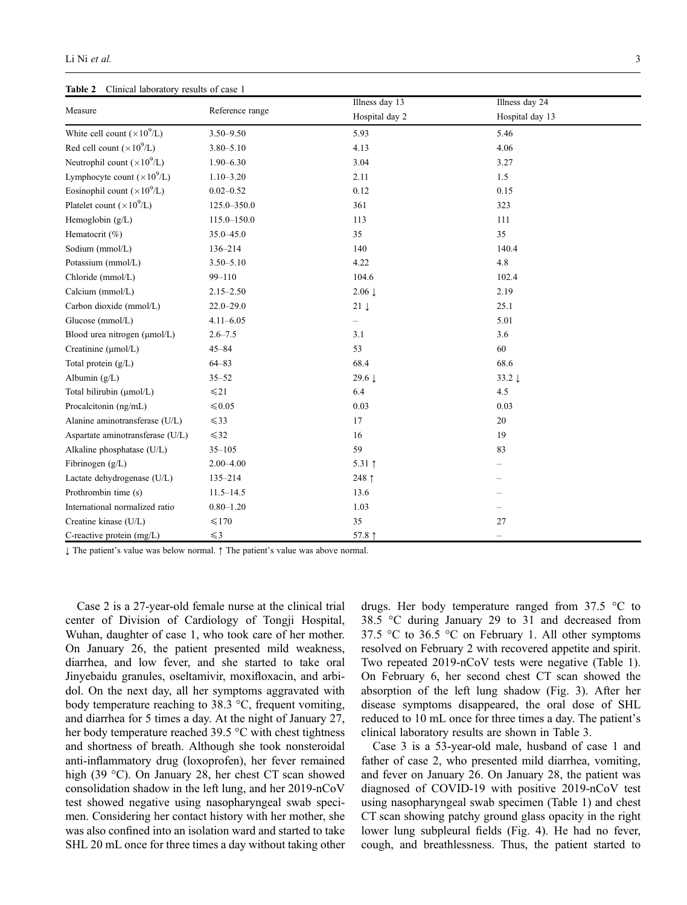**Table 2** Clinical laboratory results of case 1

| Measure | Reference range | Illness day 13 | Illness day 24 |
|---|---|---|---|
| | | Hospital day 2 | Hospital day 13 |
| White cell count ($\times 10^9$/L) | 3.50–9.50 | 5.93 | 5.46 |
| Red cell count ($\times 10^9$/L) | 3.80–5.10 | 4.13 | 4.06 |
| Neutrophil count ($\times 10^9$/L) | 1.90–6.30 | 3.04 | 3.27 |
| Lymphocyte count ($\times 10^9$/L) | 1.10–3.20 | 2.11 | 1.5 |
| Eosinophil count ($\times 10^9$/L) | 0.02–0.52 | 0.12 | 0.15 |
| Platelet count ($\times 10^9$/L) | 125.0–350.0 | 361 | 323 |
| Hemoglobin (g/L) | 115.0–150.0 | 113 | 111 |
| Hematocrit (%) | 35.0–45.0 | 35 | 35 |
| Sodium (mmol/L) | 136–214 | 140 | 140.4 |
| Potassium (mmol/L) | 3.50–5.10 | 4.22 | 4.8 |
| Chloride (mmol/L) | 99–110 | 104.6 | 102.4 |
| Calcium (mmol/L) | 2.15–2.50 | 2.06 ↓ | 2.19 |
| Carbon dioxide (mmol/L) | 22.0–29.0 | 21 ↓ | 25.1 |
| Glucose (mmol/L) | 4.11–6.05 | – | 5.01 |
| Blood urea nitrogen (μmol/L) | 2.6–7.5 | 3.1 | 3.6 |
| Creatinine (μmol/L) | 45–84 | 53 | 60 |
| Total protein (g/L) | 64–83 | 68.4 | 68.6 |
| Albumin (g/L) | 35–52 | 29.6 ↓ | 33.2 ↓ |
| Total bilirubin (μmol/L) | ⩽21 | 6.4 | 4.5 |
| Procalcitonin (ng/mL) | ⩽0.05 | 0.03 | 0.03 |
| Alanine aminotransferase (U/L) | ⩽33 | 17 | 20 |
| Aspartate aminotransferase (U/L) | ⩽32 | 16 | 19 |
| Alkaline phosphatase (U/L) | 35–105 | 59 | 83 |
| Fibrinogen (g/L) | 2.00–4.00 | 5.31 ↑ | – |
| Lactate dehydrogenase (U/L) | 135–214 | 248 ↑ | – |
| Prothrombin time (s) | 11.5–14.5 | 13.6 | – |
| International normalized ratio | 0.80–1.20 | 1.03 | – |
| Creatine kinase (U/L) | ⩽170 | 35 | 27 |
| C-reactive protein (mg/L) | ⩽3 | 57.8 ↑ | – |

↓ The patient's value was below normal. ↑ The patient's value was above normal.

Case 2 is a 27-year-old female nurse at the clinical trial center of Division of Cardiology of Tongji Hospital, Wuhan, daughter of case 1, who took care of her mother. On January 26, the patient presented mild weakness, diarrhea, and low fever, and she started to take oral Jinyebaidu granules, oseltamivir, moxifloxacin, and arbidol. On the next day, all her symptoms aggravated with body temperature reaching to 38.3 °C, frequent vomiting, and diarrhea for 5 times a day. At the night of January 27, her body temperature reached 39.5 °C with chest tightness and shortness of breath. Although she took nonsteroidal anti-inflammatory drug (loxoprofen), her fever remained high (39 °C). On January 28, her chest CT scan showed consolidation shadow in the left lung, and her 2019-nCoV test showed negative using nasopharyngeal swab specimen. Considering her contact history with her mother, she was also confined into an isolation ward and started to take SHL 20 mL once for three times a day without taking other drugs. Her body temperature ranged from 37.5 °C to 38.5 °C during January 29 to 31 and decreased from 37.5 °C to 36.5 °C on February 1. All other symptoms resolved on February 2 with recovered appetite and spirit. Two repeated 2019-nCoV tests were negative (Table 1). On February 6, her second chest CT scan showed the absorption of the left lung shadow (Fig. 3). After her disease symptoms disappeared, the oral dose of SHL reduced to 10 mL once for three times a day. The patient's clinical laboratory results are shown in Table 3.

Case 3 is a 53-year-old male, husband of case 1 and father of case 2, who presented mild diarrhea, vomiting, and fever on January 26. On January 28, the patient was diagnosed of COVID-19 with positive 2019-nCoV test using nasopharyngeal swab specimen (Table 1) and chest CT scan showing patchy ground glass opacity in the right lower lung subpleural fields (Fig. 4). He had no fever, cough, and breathlessness. Thus, the patient started to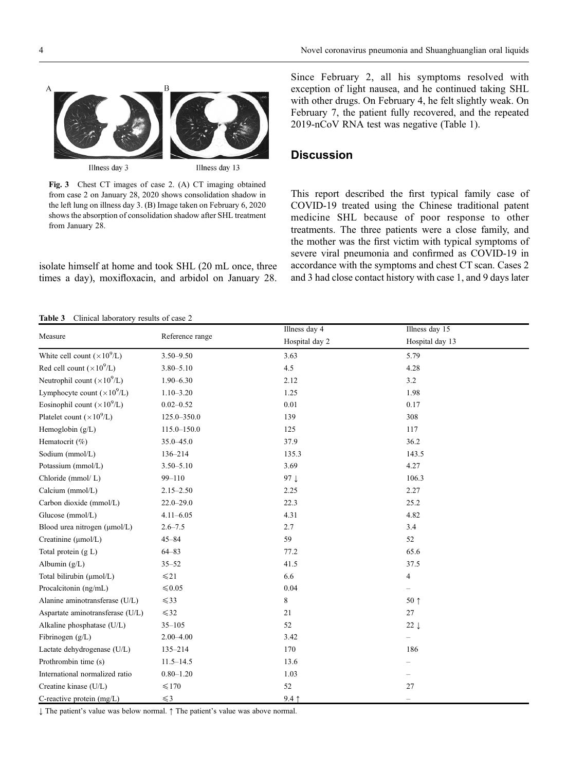Fig. 3 Chest CT images of case 2. (A) CT imaging obtained from case 2 on January 28, 2020 shows consolidation shadow in the left lung on illness day 3. (B) Image taken on February 6, 2020 shows the absorption of consolidation shadow after SHL treatment from January 28.

isolate himself at home and took SHL (20 mL once, three times a day), moxifloxacin, and arbidol on January 28. Since February 2, all his symptoms resolved with exception of light nausea, and he continued taking SHL with other drugs. On February 4, he felt slightly weak. On February 7, the patient fully recovered, and the repeated 2019-nCoV RNA test was negative (Table 1).

## Discussion

This report described the first typical family case of COVID-19 treated using the Chinese traditional patent medicine SHL because of poor response to other treatments. The three patients were a close family, and the mother was the first victim with typical symptoms of severe viral pneumonia and confirmed as COVID-19 in accordance with the symptoms and chest CT scan. Cases 2 and 3 had close contact history with case 1, and 9 days later

**Table 3** Clinical laboratory results of case 2

| Measure | Reference range | Illness day 4 | Illness day 15 |
|---|---|---|---|
| | | Hospital day 2 | Hospital day 13 |
| White cell count ($\times10^9$/L) | 3.50–9.50 | 3.63 | 5.79 |
| Red cell count ($\times10^9$/L) | 3.80–5.10 | 4.5 | 4.28 |
| Neutrophil count ($\times10^9$/L) | 1.90–6.30 | 2.12 | 3.2 |
| Lymphocyte count ($\times10^9$/L) | 1.10–3.20 | 1.25 | 1.98 |
| Eosinophil count ($\times10^9$/L) | 0.02–0.52 | 0.01 | 0.17 |
| Platelet count ($\times10^9$/L) | 125.0–350.0 | 139 | 308 |
| Hemoglobin (g/L) | 115.0–150.0 | 125 | 117 |
| Hematocrit (%) | 35.0–45.0 | 37.9 | 36.2 |
| Sodium (mmol/L) | 136–214 | 135.3 | 143.5 |
| Potassium (mmol/L) | 3.50–5.10 | 3.69 | 4.27 |
| Chloride (mmol/ L) | 99–110 | 97 ↓ | 106.3 |
| Calcium (mmol/L) | 2.15–2.50 | 2.25 | 2.27 |
| Carbon dioxide (mmol/L) | 22.0–29.0 | 22.3 | 25.2 |
| Glucose (mmol/L) | 4.11–6.05 | 4.31 | 4.82 |
| Blood urea nitrogen (μmol/L) | 2.6–7.5 | 2.7 | 3.4 |
| Creatinine (μmol/L) | 45–84 | 59 | 52 |
| Total protein (g L) | 64–83 | 77.2 | 65.6 |
| Albumin (g/L) | 35–52 | 41.5 | 37.5 |
| Total bilirubin (μmol/L) | ≤21 | 6.6 | 4 |
| Procalcitonin (ng/mL) | ≤0.05 | 0.04 | – |
| Alanine aminotransferase (U/L) | ≤33 | 8 | 50 ↑ |
| Aspartate aminotransferase (U/L) | ≤32 | 21 | 27 |
| Alkaline phosphatase (U/L) | 35–105 | 52 | 22 ↓ |
| Fibrinogen (g/L) | 2.00–4.00 | 3.42 | – |
| Lactate dehydrogenase (U/L) | 135–214 | 170 | 186 |
| Prothrombin time (s) | 11.5–14.5 | 13.6 | – |
| International normalized ratio | 0.80–1.20 | 1.03 | – |
| Creatine kinase (U/L) | ≤170 | 52 | 27 |
| C-reactive protein (mg/L) | ≤3 | 9.4 ↑ | – |

↓ The patient's value was below normal. ↑ The patient's value was above normal.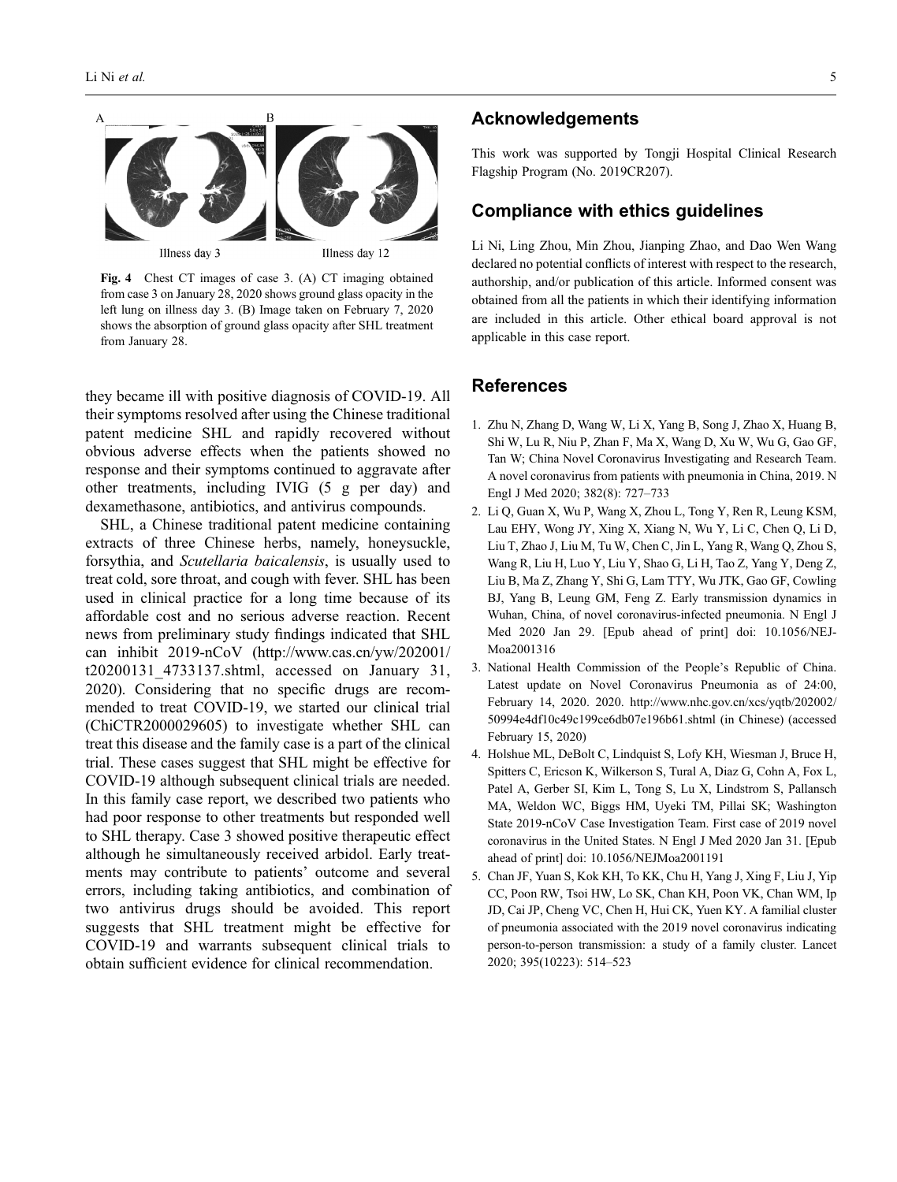A B

Illness day 3 Illness day 12

**Fig. 4** Chest CT images of case 3. (A) CT imaging obtained from case 3 on January 28, 2020 shows ground glass opacity in the left lung on illness day 3. (B) Image taken on February 7, 2020 shows the absorption of ground glass opacity after SHL treatment from January 28.

they became ill with positive diagnosis of COVID-19. All their symptoms resolved after using the Chinese traditional patent medicine SHL and rapidly recovered without obvious adverse effects when the patients showed no response and their symptoms continued to aggravate after other treatments, including IVIG (5 g per day) and dexamethasone, antibiotics, and antivirus compounds.

SHL, a Chinese traditional patent medicine containing extracts of three Chinese herbs, namely, honeysuckle, forsythia, and *Scutellaria baicalensis*, is usually used to treat cold, sore throat, and cough with fever. SHL has been used in clinical practice for a long time because of its affordable cost and no serious adverse reaction. Recent news from preliminary study findings indicated that SHL can inhibit 2019-nCoV (http://www.cas.cn/yw/202001/t20200131_4733137.shtml, accessed on January 31, 2020). Considering that no specific drugs are recommended to treat COVID-19, we started our clinical trial (ChiCTR2000029605) to investigate whether SHL can treat this disease and the family case is a part of the clinical trial. These cases suggest that SHL might be effective for COVID-19 although subsequent clinical trials are needed. In this family case report, we described two patients who had poor response to other treatments but responded well to SHL therapy. Case 3 showed positive therapeutic effect although he simultaneously received arbidol. Early treatments may contribute to patients' outcome and several errors, including taking antibiotics, and combination of two antivirus drugs should be avoided. This report suggests that SHL treatment might be effective for COVID-19 and warrants subsequent clinical trials to obtain sufficient evidence for clinical recommendation.

## Acknowledgements

This work was supported by Tongji Hospital Clinical Research Flagship Program (No. 2019CR207).

## Compliance with ethics guidelines

Li Ni, Ling Zhou, Min Zhou, Jianping Zhao, and Dao Wen Wang declared no potential conflicts of interest with respect to the research, authorship, and/or publication of this article. Informed consent was obtained from all the patients in which their identifying information are included in this article. Other ethical board approval is not applicable in this case report.

## References

1. Zhu N, Zhang D, Wang W, Li X, Yang B, Song J, Zhao X, Huang B, Shi W, Lu R, Niu P, Zhan F, Ma X, Wang D, Xu W, Wu G, Gao GF, Tan W; China Novel Coronavirus Investigating and Research Team. A novel coronavirus from patients with pneumonia in China, 2019. N Engl J Med 2020; 382(8): 727–733
2. Li Q, Guan X, Wu P, Wang X, Zhou L, Tong Y, Ren R, Leung KSM, Lau EHY, Wong JY, Xing X, Xiang N, Wu Y, Li C, Chen Q, Li D, Liu T, Zhao J, Liu M, Tu W, Chen C, Jin L, Yang R, Wang Q, Zhou S, Wang R, Liu H, Luo Y, Liu Y, Shao G, Li H, Tao Z, Yang Y, Deng Z, Liu B, Ma Z, Zhang Y, Shi G, Lam TTY, Wu JTK, Gao GF, Cowling BJ, Yang B, Leung GM, Feng Z. Early transmission dynamics in Wuhan, China, of novel coronavirus-infected pneumonia. N Engl J Med 2020 Jan 29. [Epub ahead of print] doi: 10.1056/NEJMoa2001316
3. National Health Commission of the People's Republic of China. Latest update on Novel Coronavirus Pneumonia as of 24:00, February 14, 2020. 2020. http://www.nhc.gov.cn/xcs/yqtb/202002/50994e4df10c49c199ce6db07e196b61.shtml (in Chinese) (accessed February 15, 2020)
4. Holshue ML, DeBolt C, Lindquist S, Lofy KH, Wiesman J, Bruce H, Spitters C, Ericson K, Wilkerson S, Tural A, Diaz G, Cohn A, Fox L, Patel A, Gerber SI, Kim L, Tong S, Lu X, Lindstrom S, Pallansch MA, Weldon WC, Biggs HM, Uyeki TM, Pillai SK; Washington State 2019-nCoV Case Investigation Team. First case of 2019 novel coronavirus in the United States. N Engl J Med 2020 Jan 31. [Epub ahead of print] doi: 10.1056/NEJMoa2001191
5. Chan JF, Yuan S, Kok KH, To KK, Chu H, Yang J, Xing F, Liu J, Yip CC, Poon RW, Tsoi HW, Lo SK, Chan KH, Poon VK, Chan WM, Ip JD, Cai JP, Cheng VC, Chen H, Hui CK, Yuen KY. A familial cluster of pneumonia associated with the 2019 novel coronavirus indicating person-to-person transmission: a study of a family cluster. Lancet 2020; 395(10223): 514–523